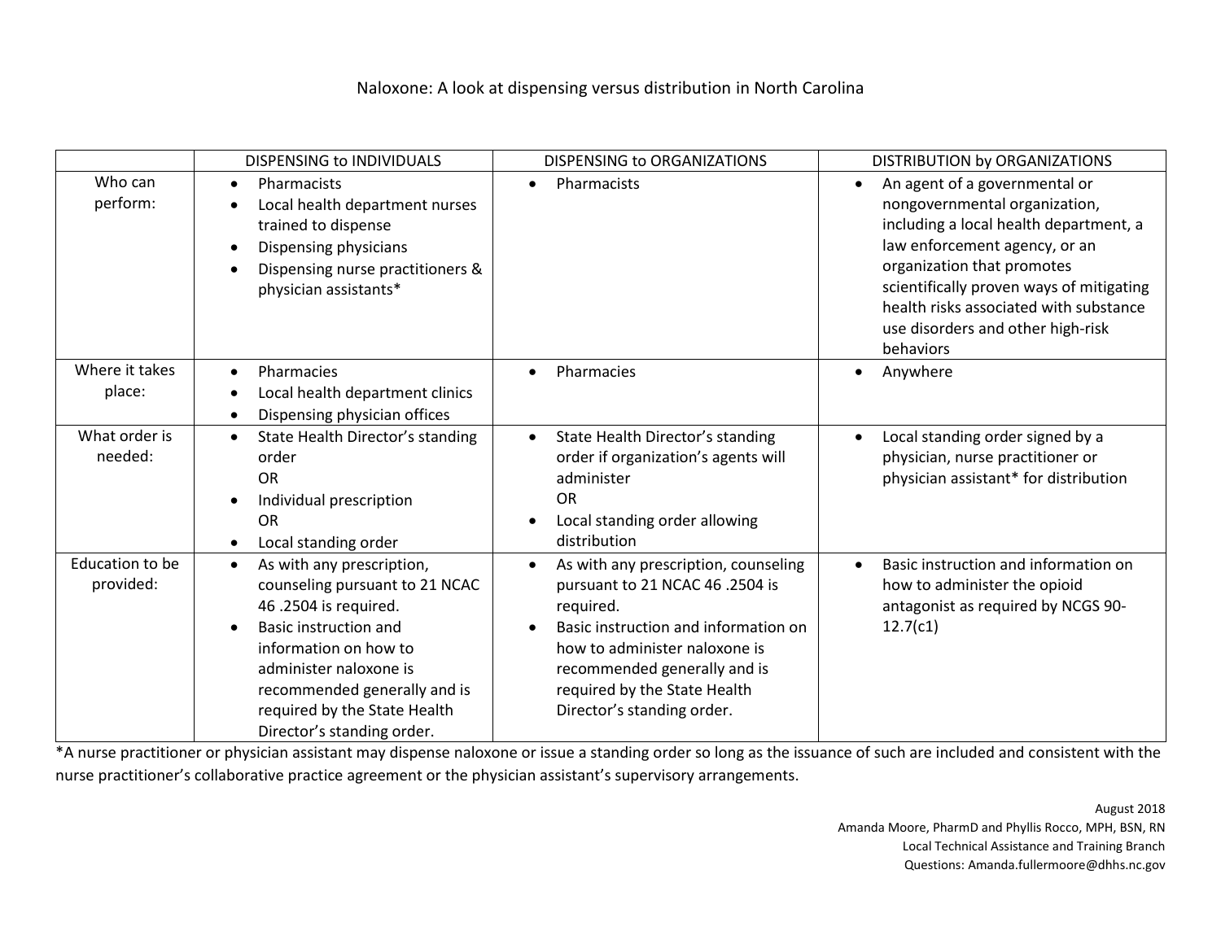# Naloxone: A look at dispensing versus distribution in North Carolina

| | DISPENSING to INDIVIDUALS | DISPENSING to ORGANIZATIONS | DISTRIBUTION by ORGANIZATIONS |
|---|---|---|---|
| Who can perform: | • Pharmacists<br>• Local health department nurses trained to dispense<br>• Dispensing physicians<br>• Dispensing nurse practitioners & physician assistants* | • Pharmacists | • An agent of a governmental or nongovernmental organization, including a local health department, a law enforcement agency, or an organization that promotes scientifically proven ways of mitigating health risks associated with substance use disorders and other high-risk behaviors |
| Where it takes place: | • Pharmacies<br>• Local health department clinics<br>• Dispensing physician offices | • Pharmacies | • Anywhere |
| What order is needed: | • State Health Director's standing order<br>OR<br>• Individual prescription<br>OR<br>• Local standing order | • State Health Director's standing order if organization's agents will administer<br>OR<br>• Local standing order allowing distribution | • Local standing order signed by a physician, nurse practitioner or physician assistant* for distribution |
| Education to be provided: | • As with any prescription, counseling pursuant to 21 NCAC 46 .2504 is required.<br>• Basic instruction and information on how to administer naloxone is recommended generally and is required by the State Health Director's standing order. | • As with any prescription, counseling pursuant to 21 NCAC 46 .2504 is required.<br>• Basic instruction and information on how to administer naloxone is recommended generally and is required by the State Health Director's standing order. | • Basic instruction and information on how to administer the opioid antagonist as required by NCGS 90-12.7(c1) |

*A nurse practitioner or physician assistant may dispense naloxone or issue a standing order so long as the issuance of such are included and consistent with the nurse practitioner's collaborative practice agreement or the physician assistant's supervisory arrangements.

August 2018
Amanda Moore, PharmD and Phyllis Rocco, MPH, BSN, RN
Local Technical Assistance and Training Branch
Questions: Amanda.fullermoore@dhhs.nc.gov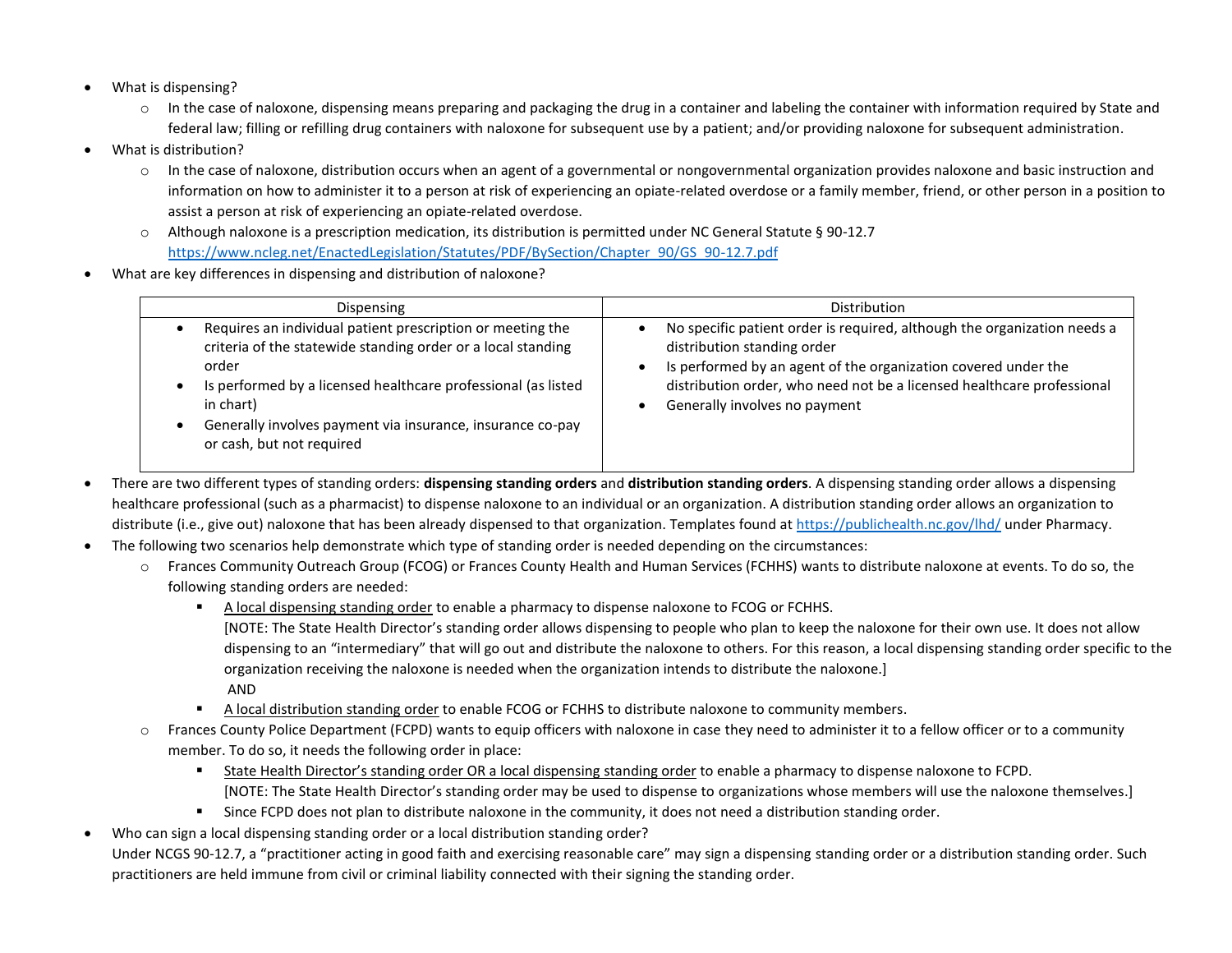- What is dispensing?
  - In the case of naloxone, dispensing means preparing and packaging the drug in a container and labeling the container with information required by State and federal law; filling or refilling drug containers with naloxone for subsequent use by a patient; and/or providing naloxone for subsequent administration.
- What is distribution?
  - In the case of naloxone, distribution occurs when an agent of a governmental or nongovernmental organization provides naloxone and basic instruction and information on how to administer it to a person at risk of experiencing an opiate-related overdose or a family member, friend, or other person in a position to assist a person at risk of experiencing an opiate-related overdose.
  - Although naloxone is a prescription medication, its distribution is permitted under NC General Statute § 90-12.7 https://www.ncleg.net/EnactedLegislation/Statutes/PDF/BySection/Chapter_90/GS_90-12.7.pdf
- What are key differences in dispensing and distribution of naloxone?

| Dispensing | Distribution |
|---|---|
| • Requires an individual patient prescription or meeting the criteria of the statewide standing order or a local standing order<br>• Is performed by a licensed healthcare professional (as listed in chart)<br>• Generally involves payment via insurance, insurance co-pay or cash, but not required | • No specific patient order is required, although the organization needs a distribution standing order<br>• Is performed by an agent of the organization covered under the distribution order, who need not be a licensed healthcare professional<br>• Generally involves no payment |

- There are two different types of standing orders: **dispensing standing orders** and **distribution standing orders**. A dispensing standing order allows a dispensing healthcare professional (such as a pharmacist) to dispense naloxone to an individual or an organization. A distribution standing order allows an organization to distribute (i.e., give out) naloxone that has been already dispensed to that organization. Templates found at https://publichealth.nc.gov/lhd/ under Pharmacy.
- The following two scenarios help demonstrate which type of standing order is needed depending on the circumstances:
  - Frances Community Outreach Group (FCOG) or Frances County Health and Human Services (FCHHS) wants to distribute naloxone at events. To do so, the following standing orders are needed:
    - A local dispensing standing order to enable a pharmacy to dispense naloxone to FCOG or FCHHS.
      [NOTE: The State Health Director's standing order allows dispensing to people who plan to keep the naloxone for their own use. It does not allow dispensing to an "intermediary" that will go out and distribute the naloxone to others. For this reason, a local dispensing standing order specific to the organization receiving the naloxone is needed when the organization intends to distribute the naloxone.]
      AND
    - A local distribution standing order to enable FCOG or FCHHS to distribute naloxone to community members.
  - Frances County Police Department (FCPD) wants to equip officers with naloxone in case they need to administer it to a fellow officer or to a community member. To do so, it needs the following order in place:
    - State Health Director's standing order OR a local dispensing standing order to enable a pharmacy to dispense naloxone to FCPD.
      [NOTE: The State Health Director's standing order may be used to dispense to organizations whose members will use the naloxone themselves.]
    - Since FCPD does not plan to distribute naloxone in the community, it does not need a distribution standing order.
- Who can sign a local dispensing standing order or a local distribution standing order?
  Under NCGS 90-12.7, a "practitioner acting in good faith and exercising reasonable care" may sign a dispensing standing order or a distribution standing order. Such practitioners are held immune from civil or criminal liability connected with their signing the standing order.